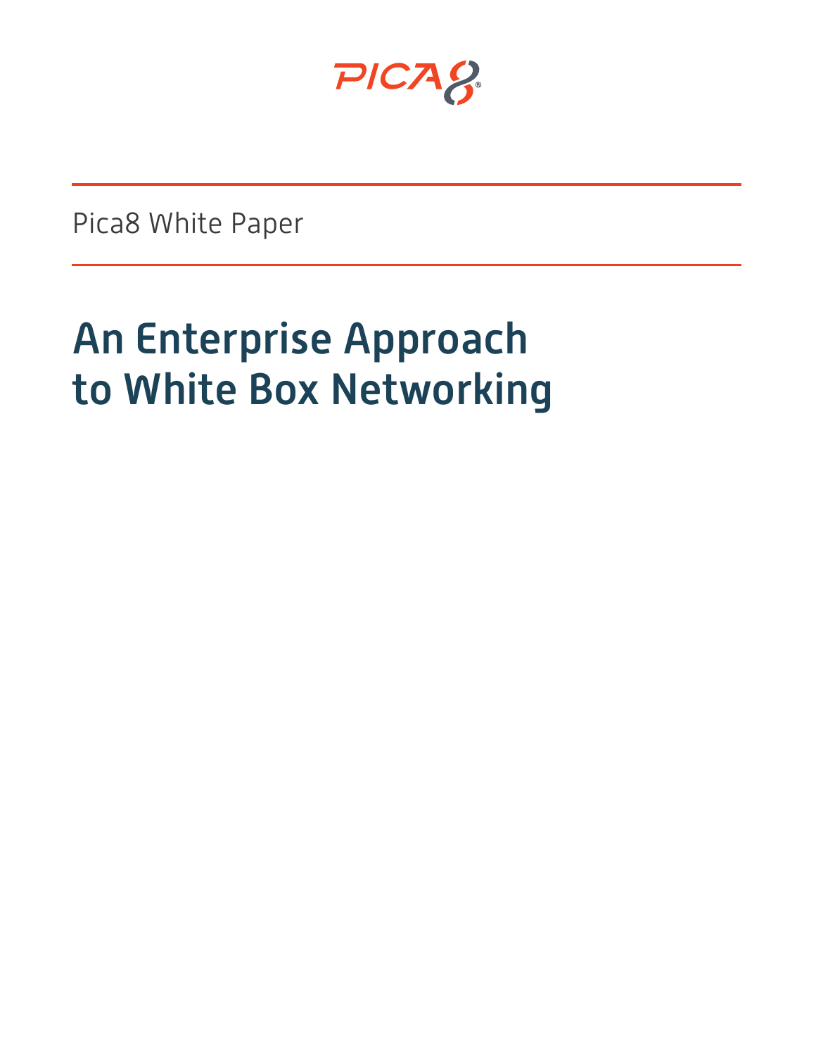PICA8

Pica8 White Paper

# An Enterprise Approach to White Box Networking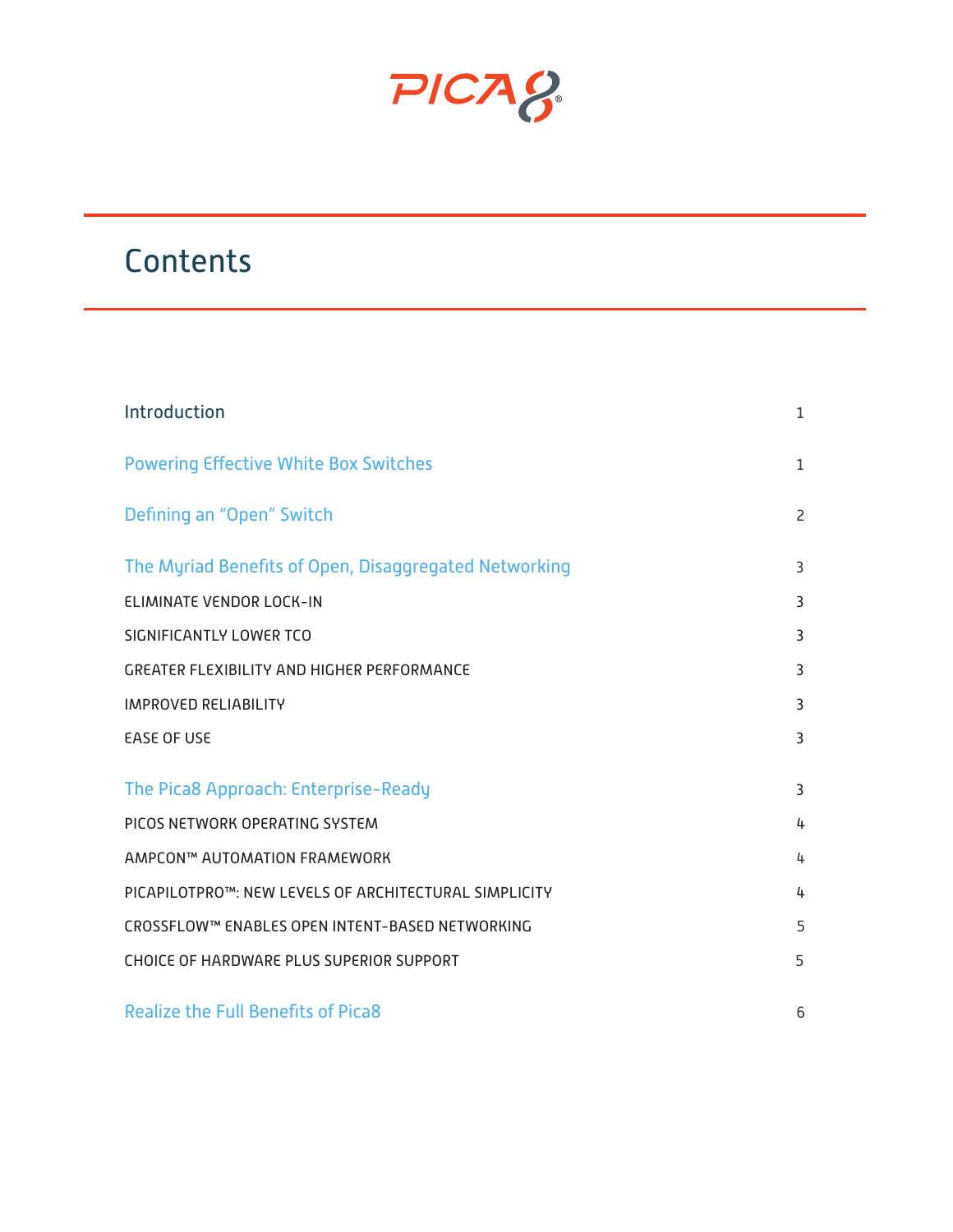PICA8®

# Contents

| | |
|---|---|
| Introduction | 1 |
| Powering Effective White Box Switches | 1 |
| Defining an "Open" Switch | 2 |
| The Myriad Benefits of Open, Disaggregated Networking | 3 |
| ELIMINATE VENDOR LOCK-IN | 3 |
| SIGNIFICANTLY LOWER TCO | 3 |
| GREATER FLEXIBILITY AND HIGHER PERFORMANCE | 3 |
| IMPROVED RELIABILITY | 3 |
| EASE OF USE | 3 |
| The Pica8 Approach: Enterprise-Ready | 3 |
| PICOS NETWORK OPERATING SYSTEM | 4 |
| AMPCON™ AUTOMATION FRAMEWORK | 4 |
| PICAPILOTPRO™: NEW LEVELS OF ARCHITECTURAL SIMPLICITY | 4 |
| CROSSFLOW™ ENABLES OPEN INTENT-BASED NETWORKING | 5 |
| CHOICE OF HARDWARE PLUS SUPERIOR SUPPORT | 5 |
| Realize the Full Benefits of Pica8 | 6 |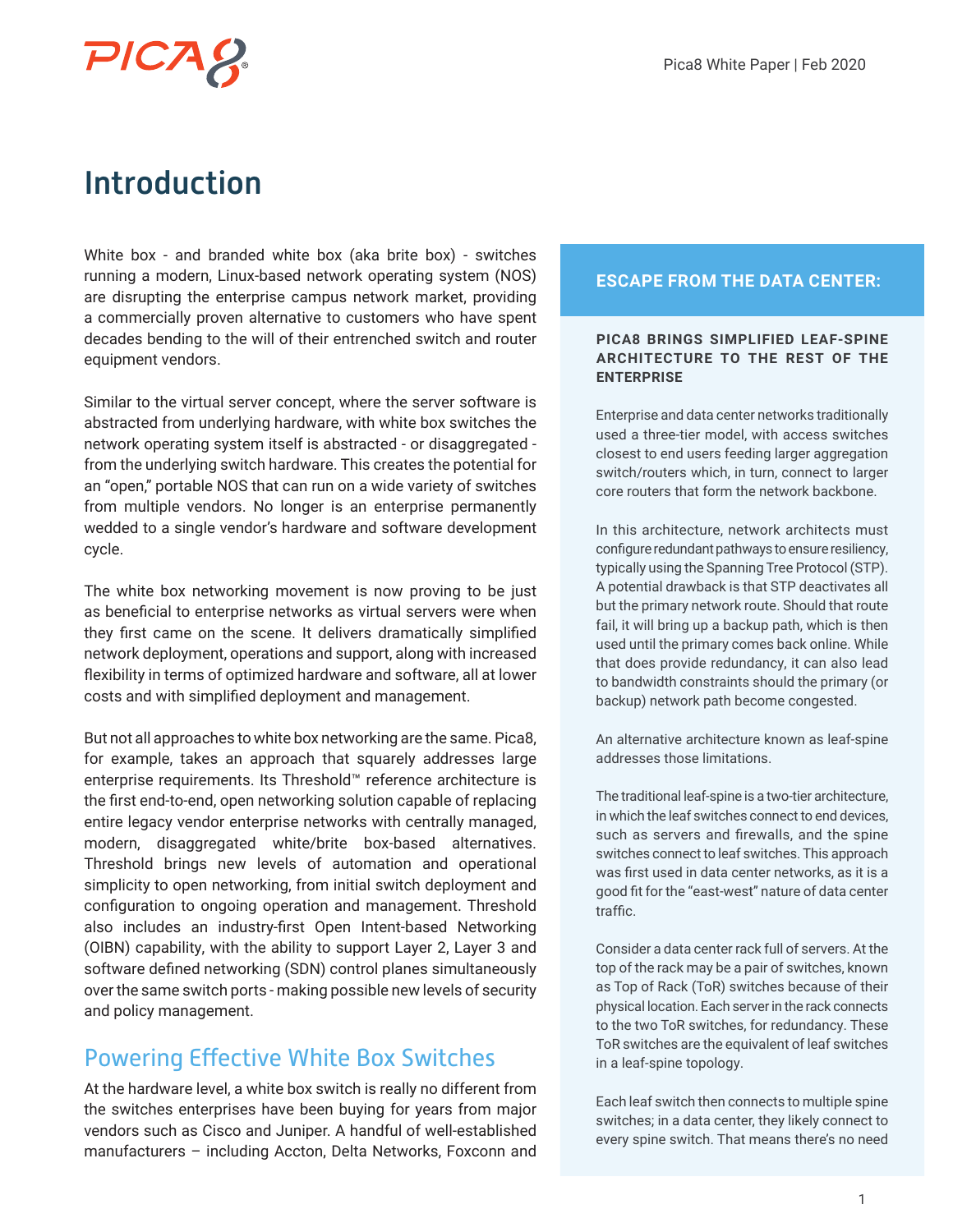# Introduction

White box - and branded white box (aka brite box) - switches running a modern, Linux-based network operating system (NOS) are disrupting the enterprise campus network market, providing a commercially proven alternative to customers who have spent decades bending to the will of their entrenched switch and router equipment vendors.

Similar to the virtual server concept, where the server software is abstracted from underlying hardware, with white box switches the network operating system itself is abstracted - or disaggregated - from the underlying switch hardware. This creates the potential for an "open," portable NOS that can run on a wide variety of switches from multiple vendors. No longer is an enterprise permanently wedded to a single vendor's hardware and software development cycle.

The white box networking movement is now proving to be just as beneficial to enterprise networks as virtual servers were when they first came on the scene. It delivers dramatically simplified network deployment, operations and support, along with increased flexibility in terms of optimized hardware and software, all at lower costs and with simplified deployment and management.

But not all approaches to white box networking are the same. Pica8, for example, takes an approach that squarely addresses large enterprise requirements. Its Threshold™ reference architecture is the first end-to-end, open networking solution capable of replacing entire legacy vendor enterprise networks with centrally managed, modern, disaggregated white/brite box-based alternatives. Threshold brings new levels of automation and operational simplicity to open networking, from initial switch deployment and configuration to ongoing operation and management. Threshold also includes an industry-first Open Intent-based Networking (OIBN) capability, with the ability to support Layer 2, Layer 3 and software defined networking (SDN) control planes simultaneously over the same switch ports - making possible new levels of security and policy management.

## Powering Effective White Box Switches

At the hardware level, a white box switch is really no different from the switches enterprises have been buying for years from major vendors such as Cisco and Juniper. A handful of well-established manufacturers – including Accton, Delta Networks, Foxconn and

### ESCAPE FROM THE DATA CENTER:

**PICA8 BRINGS SIMPLIFIED LEAF-SPINE ARCHITECTURE TO THE REST OF THE ENTERPRISE**

Enterprise and data center networks traditionally used a three-tier model, with access switches closest to end users feeding larger aggregation switch/routers which, in turn, connect to larger core routers that form the network backbone.

In this architecture, network architects must configure redundant pathways to ensure resiliency, typically using the Spanning Tree Protocol (STP). A potential drawback is that STP deactivates all but the primary network route. Should that route fail, it will bring up a backup path, which is then used until the primary comes back online. While that does provide redundancy, it can also lead to bandwidth constraints should the primary (or backup) network path become congested.

An alternative architecture known as leaf-spine addresses those limitations.

The traditional leaf-spine is a two-tier architecture, in which the leaf switches connect to end devices, such as servers and firewalls, and the spine switches connect to leaf switches. This approach was first used in data center networks, as it is a good fit for the "east-west" nature of data center traffic.

Consider a data center rack full of servers. At the top of the rack may be a pair of switches, known as Top of Rack (ToR) switches because of their physical location. Each server in the rack connects to the two ToR switches, for redundancy. These ToR switches are the equivalent of leaf switches in a leaf-spine topology.

Each leaf switch then connects to multiple spine switches; in a data center, they likely connect to every spine switch. That means there's no need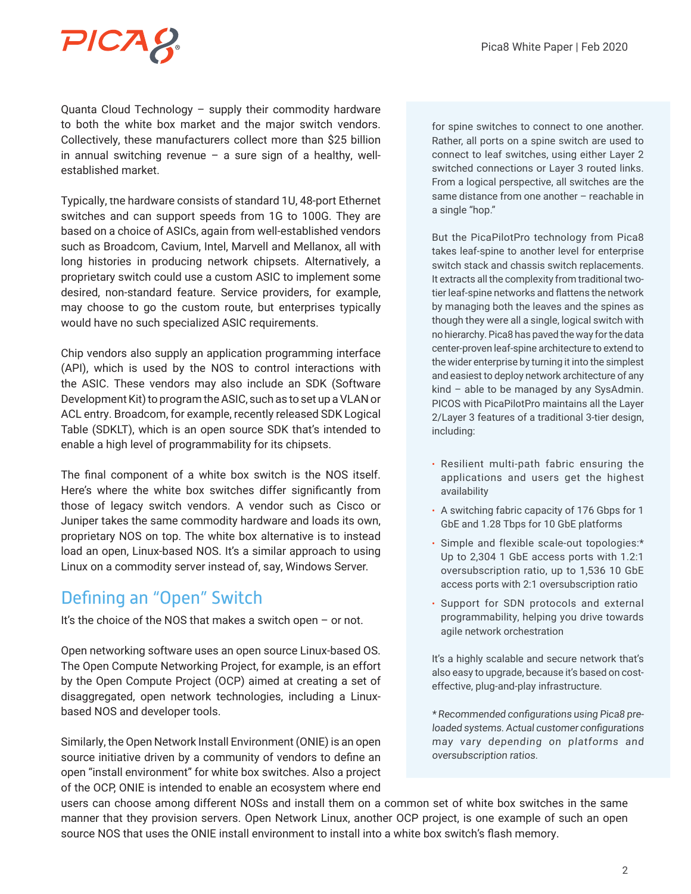Quanta Cloud Technology – supply their commodity hardware to both the white box market and the major switch vendors. Collectively, these manufacturers collect more than $25 billion in annual switching revenue – a sure sign of a healthy, well-established market.

Typically, the hardware consists of standard 1U, 48-port Ethernet switches and can support speeds from 1G to 100G. They are based on a choice of ASICs, again from well-established vendors such as Broadcom, Cavium, Intel, Marvell and Mellanox, all with long histories in producing network chipsets. Alternatively, a proprietary switch could use a custom ASIC to implement some desired, non-standard feature. Service providers, for example, may choose to go the custom route, but enterprises typically would have no such specialized ASIC requirements.

Chip vendors also supply an application programming interface (API), which is used by the NOS to control interactions with the ASIC. These vendors may also include an SDK (Software Development Kit) to program the ASIC, such as to set up a VLAN or ACL entry. Broadcom, for example, recently released SDK Logical Table (SDKLT), which is an open source SDK that's intended to enable a high level of programmability for its chipsets.

The final component of a white box switch is the NOS itself. Here's where the white box switches differ significantly from those of legacy switch vendors. A vendor such as Cisco or Juniper takes the same commodity hardware and loads its own, proprietary NOS on top. The white box alternative is to instead load an open, Linux-based NOS. It's a similar approach to using Linux on a commodity server instead of, say, Windows Server.

## Defining an "Open" Switch

It's the choice of the NOS that makes a switch open – or not.

Open networking software uses an open source Linux-based OS. The Open Compute Networking Project, for example, is an effort by the Open Compute Project (OCP) aimed at creating a set of disaggregated, open network technologies, including a Linux-based NOS and developer tools.

Similarly, the Open Network Install Environment (ONIE) is an open source initiative driven by a community of vendors to define an open "install environment" for white box switches. Also a project of the OCP, ONIE is intended to enable an ecosystem where end users can choose among different NOSs and install them on a common set of white box switches in the same manner that they provision servers. Open Network Linux, another OCP project, is one example of such an open source NOS that uses the ONIE install environment to install into a white box switch's flash memory.

for spine switches to connect to one another. Rather, all ports on a spine switch are used to connect to leaf switches, using either Layer 2 switched connections or Layer 3 routed links. From a logical perspective, all switches are the same distance from one another – reachable in a single "hop."

But the PicaPilotPro technology from Pica8 takes leaf-spine to another level for enterprise switch stack and chassis switch replacements. It extracts all the complexity from traditional two-tier leaf-spine networks and flattens the network by managing both the leaves and the spines as though they were all a single, logical switch with no hierarchy. Pica8 has paved the way for the data center-proven leaf-spine architecture to extend to the wider enterprise by turning it into the simplest and easiest to deploy network architecture of any kind – able to be managed by any SysAdmin. PICOS with PicaPilotPro maintains all the Layer 2/Layer 3 features of a traditional 3-tier design, including:

- Resilient multi-path fabric ensuring the applications and users get the highest availability
- A switching fabric capacity of 176 Gbps for 1 GbE and 1.28 Tbps for 10 GbE platforms
- Simple and flexible scale-out topologies:* Up to 2,304 1 GbE access ports with 1.2:1 oversubscription ratio, up to 1,536 10 GbE access ports with 2:1 oversubscription ratio
- Support for SDN protocols and external programmability, helping you drive towards agile network orchestration

It's a highly scalable and secure network that's also easy to upgrade, because it's based on cost-effective, plug-and-play infrastructure.

*\* Recommended configurations using Pica8 pre-loaded systems. Actual customer configurations may vary depending on platforms and oversubscription ratios.*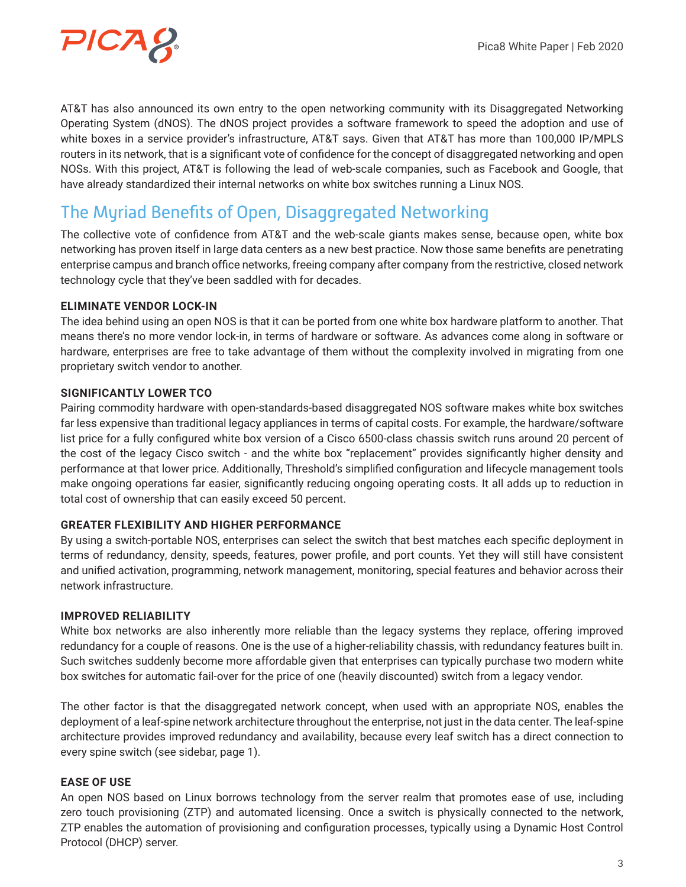AT&T has also announced its own entry to the open networking community with its Disaggregated Networking Operating System (dNOS). The dNOS project provides a software framework to speed the adoption and use of white boxes in a service provider's infrastructure, AT&T says. Given that AT&T has more than 100,000 IP/MPLS routers in its network, that is a significant vote of confidence for the concept of disaggregated networking and open NOSs. With this project, AT&T is following the lead of web-scale companies, such as Facebook and Google, that have already standardized their internal networks on white box switches running a Linux NOS.

## The Myriad Benefits of Open, Disaggregated Networking

The collective vote of confidence from AT&T and the web-scale giants makes sense, because open, white box networking has proven itself in large data centers as a new best practice. Now those same benefits are penetrating enterprise campus and branch office networks, freeing company after company from the restrictive, closed network technology cycle that they've been saddled with for decades.

### ELIMINATE VENDOR LOCK-IN

The idea behind using an open NOS is that it can be ported from one white box hardware platform to another. That means there's no more vendor lock-in, in terms of hardware or software. As advances come along in software or hardware, enterprises are free to take advantage of them without the complexity involved in migrating from one proprietary switch vendor to another.

### SIGNIFICANTLY LOWER TCO

Pairing commodity hardware with open-standards-based disaggregated NOS software makes white box switches far less expensive than traditional legacy appliances in terms of capital costs. For example, the hardware/software list price for a fully configured white box version of a Cisco 6500-class chassis switch runs around 20 percent of the cost of the legacy Cisco switch - and the white box "replacement" provides significantly higher density and performance at that lower price. Additionally, Threshold's simplified configuration and lifecycle management tools make ongoing operations far easier, significantly reducing ongoing operating costs. It all adds up to reduction in total cost of ownership that can easily exceed 50 percent.

### GREATER FLEXIBILITY AND HIGHER PERFORMANCE

By using a switch-portable NOS, enterprises can select the switch that best matches each specific deployment in terms of redundancy, density, speeds, features, power profile, and port counts. Yet they will still have consistent and unified activation, programming, network management, monitoring, special features and behavior across their network infrastructure.

### IMPROVED RELIABILITY

White box networks are also inherently more reliable than the legacy systems they replace, offering improved redundancy for a couple of reasons. One is the use of a higher-reliability chassis, with redundancy features built in. Such switches suddenly become more affordable given that enterprises can typically purchase two modern white box switches for automatic fail-over for the price of one (heavily discounted) switch from a legacy vendor.

The other factor is that the disaggregated network concept, when used with an appropriate NOS, enables the deployment of a leaf-spine network architecture throughout the enterprise, not just in the data center. The leaf-spine architecture provides improved redundancy and availability, because every leaf switch has a direct connection to every spine switch (see sidebar, page 1).

### EASE OF USE

An open NOS based on Linux borrows technology from the server realm that promotes ease of use, including zero touch provisioning (ZTP) and automated licensing. Once a switch is physically connected to the network, ZTP enables the automation of provisioning and configuration processes, typically using a Dynamic Host Control Protocol (DHCP) server.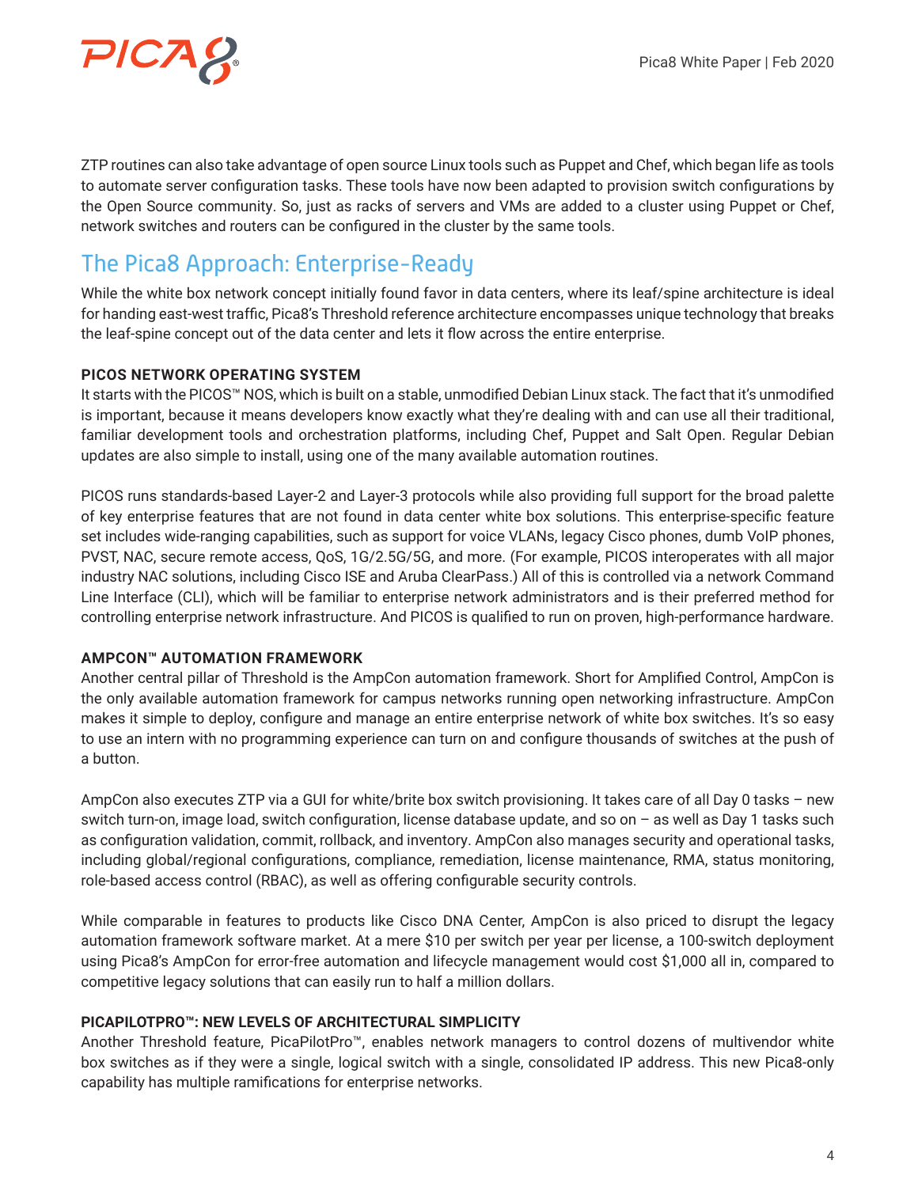ZTP routines can also take advantage of open source Linux tools such as Puppet and Chef, which began life as tools to automate server configuration tasks. These tools have now been adapted to provision switch configurations by the Open Source community. So, just as racks of servers and VMs are added to a cluster using Puppet or Chef, network switches and routers can be configured in the cluster by the same tools.

## The Pica8 Approach: Enterprise-Ready

While the white box network concept initially found favor in data centers, where its leaf/spine architecture is ideal for handing east-west traffic, Pica8's Threshold reference architecture encompasses unique technology that breaks the leaf-spine concept out of the data center and lets it flow across the entire enterprise.

### PICOS NETWORK OPERATING SYSTEM

It starts with the PICOS™ NOS, which is built on a stable, unmodified Debian Linux stack. The fact that it's unmodified is important, because it means developers know exactly what they're dealing with and can use all their traditional, familiar development tools and orchestration platforms, including Chef, Puppet and Salt Open. Regular Debian updates are also simple to install, using one of the many available automation routines.

PICOS runs standards-based Layer-2 and Layer-3 protocols while also providing full support for the broad palette of key enterprise features that are not found in data center white box solutions. This enterprise-specific feature set includes wide-ranging capabilities, such as support for voice VLANs, legacy Cisco phones, dumb VoIP phones, PVST, NAC, secure remote access, QoS, 1G/2.5G/5G, and more. (For example, PICOS interoperates with all major industry NAC solutions, including Cisco ISE and Aruba ClearPass.) All of this is controlled via a network Command Line Interface (CLI), which will be familiar to enterprise network administrators and is their preferred method for controlling enterprise network infrastructure. And PICOS is qualified to run on proven, high-performance hardware.

### AMPCON™ AUTOMATION FRAMEWORK

Another central pillar of Threshold is the AmpCon automation framework. Short for Amplified Control, AmpCon is the only available automation framework for campus networks running open networking infrastructure. AmpCon makes it simple to deploy, configure and manage an entire enterprise network of white box switches. It's so easy to use an intern with no programming experience can turn on and configure thousands of switches at the push of a button.

AmpCon also executes ZTP via a GUI for white/brite box switch provisioning. It takes care of all Day 0 tasks – new switch turn-on, image load, switch configuration, license database update, and so on – as well as Day 1 tasks such as configuration validation, commit, rollback, and inventory. AmpCon also manages security and operational tasks, including global/regional configurations, compliance, remediation, license maintenance, RMA, status monitoring, role-based access control (RBAC), as well as offering configurable security controls.

While comparable in features to products like Cisco DNA Center, AmpCon is also priced to disrupt the legacy automation framework software market. At a mere $10 per switch per year per license, a 100-switch deployment using Pica8's AmpCon for error-free automation and lifecycle management would cost $1,000 all in, compared to competitive legacy solutions that can easily run to half a million dollars.

### PICAPILOTPRO™: NEW LEVELS OF ARCHITECTURAL SIMPLICITY

Another Threshold feature, PicaPilotPro™, enables network managers to control dozens of multivendor white box switches as if they were a single, logical switch with a single, consolidated IP address. This new Pica8-only capability has multiple ramifications for enterprise networks.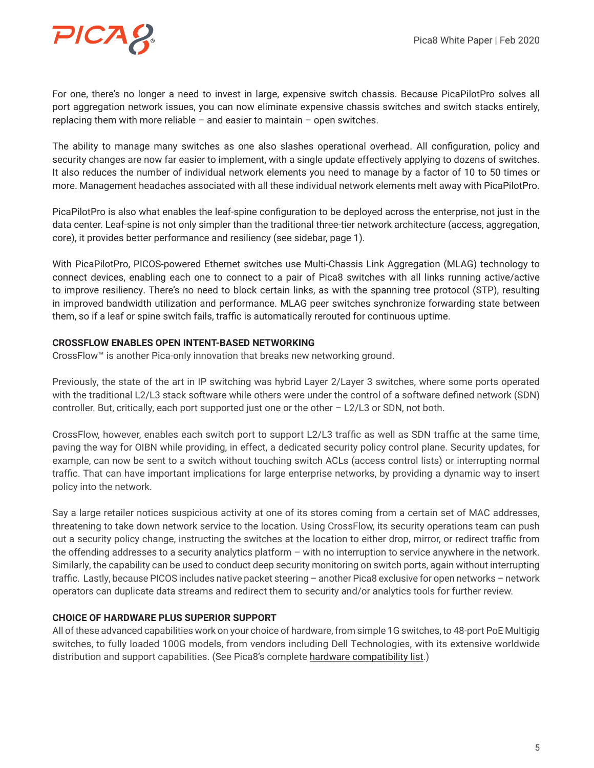For one, there's no longer a need to invest in large, expensive switch chassis. Because PicaPilotPro solves all port aggregation network issues, you can now eliminate expensive chassis switches and switch stacks entirely, replacing them with more reliable – and easier to maintain – open switches.

The ability to manage many switches as one also slashes operational overhead. All configuration, policy and security changes are now far easier to implement, with a single update effectively applying to dozens of switches. It also reduces the number of individual network elements you need to manage by a factor of 10 to 50 times or more. Management headaches associated with all these individual network elements melt away with PicaPilotPro.

PicaPilotPro is also what enables the leaf-spine configuration to be deployed across the enterprise, not just in the data center. Leaf-spine is not only simpler than the traditional three-tier network architecture (access, aggregation, core), it provides better performance and resiliency (see sidebar, page 1).

With PicaPilotPro, PICOS-powered Ethernet switches use Multi-Chassis Link Aggregation (MLAG) technology to connect devices, enabling each one to connect to a pair of Pica8 switches with all links running active/active to improve resiliency. There's no need to block certain links, as with the spanning tree protocol (STP), resulting in improved bandwidth utilization and performance. MLAG peer switches synchronize forwarding state between them, so if a leaf or spine switch fails, traffic is automatically rerouted for continuous uptime.

**CROSSFLOW ENABLES OPEN INTENT-BASED NETWORKING**

CrossFlow™ is another Pica-only innovation that breaks new networking ground.

Previously, the state of the art in IP switching was hybrid Layer 2/Layer 3 switches, where some ports operated with the traditional L2/L3 stack software while others were under the control of a software defined network (SDN) controller. But, critically, each port supported just one or the other – L2/L3 or SDN, not both.

CrossFlow, however, enables each switch port to support L2/L3 traffic as well as SDN traffic at the same time, paving the way for OIBN while providing, in effect, a dedicated security policy control plane. Security updates, for example, can now be sent to a switch without touching switch ACLs (access control lists) or interrupting normal traffic. That can have important implications for large enterprise networks, by providing a dynamic way to insert policy into the network.

Say a large retailer notices suspicious activity at one of its stores coming from a certain set of MAC addresses, threatening to take down network service to the location. Using CrossFlow, its security operations team can push out a security policy change, instructing the switches at the location to either drop, mirror, or redirect traffic from the offending addresses to a security analytics platform – with no interruption to service anywhere in the network. Similarly, the capability can be used to conduct deep security monitoring on switch ports, again without interrupting traffic. Lastly, because PICOS includes native packet steering – another Pica8 exclusive for open networks – network operators can duplicate data streams and redirect them to security and/or analytics tools for further review.

**CHOICE OF HARDWARE PLUS SUPERIOR SUPPORT**

All of these advanced capabilities work on your choice of hardware, from simple 1G switches, to 48-port PoE Multigig switches, to fully loaded 100G models, from vendors including Dell Technologies, with its extensive worldwide distribution and support capabilities. (See Pica8's complete hardware compatibility list.)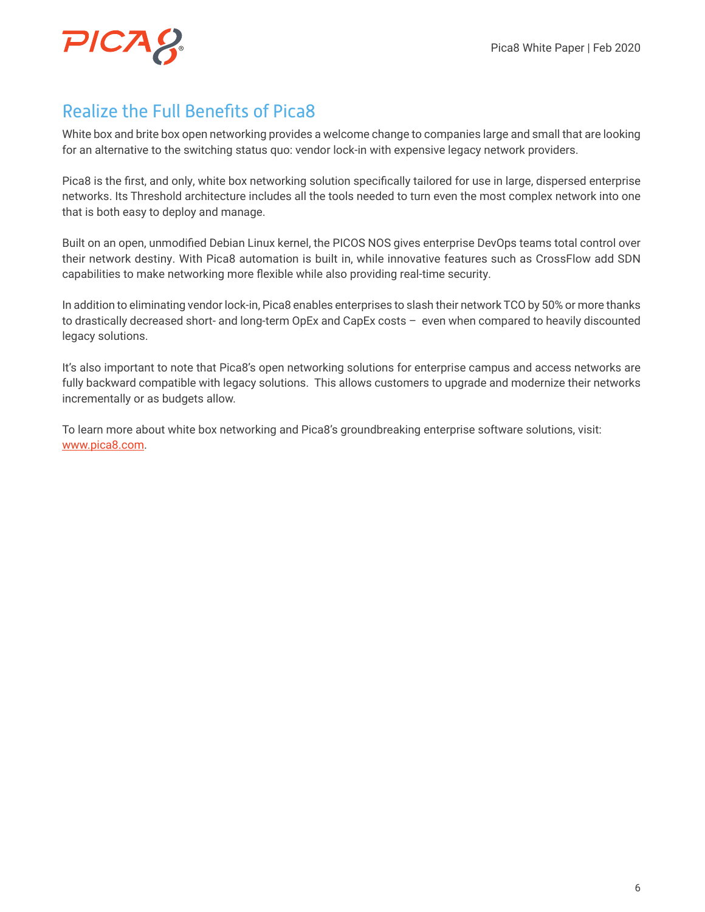## Realize the Full Benefits of Pica8

White box and brite box open networking provides a welcome change to companies large and small that are looking for an alternative to the switching status quo: vendor lock-in with expensive legacy network providers.

Pica8 is the first, and only, white box networking solution specifically tailored for use in large, dispersed enterprise networks. Its Threshold architecture includes all the tools needed to turn even the most complex network into one that is both easy to deploy and manage.

Built on an open, unmodified Debian Linux kernel, the PICOS NOS gives enterprise DevOps teams total control over their network destiny. With Pica8 automation is built in, while innovative features such as CrossFlow add SDN capabilities to make networking more flexible while also providing real-time security.

In addition to eliminating vendor lock-in, Pica8 enables enterprises to slash their network TCO by 50% or more thanks to drastically decreased short- and long-term OpEx and CapEx costs – even when compared to heavily discounted legacy solutions.

It's also important to note that Pica8's open networking solutions for enterprise campus and access networks are fully backward compatible with legacy solutions. This allows customers to upgrade and modernize their networks incrementally or as budgets allow.

To learn more about white box networking and Pica8's groundbreaking enterprise software solutions, visit: [www.pica8.com](http://www.pica8.com).